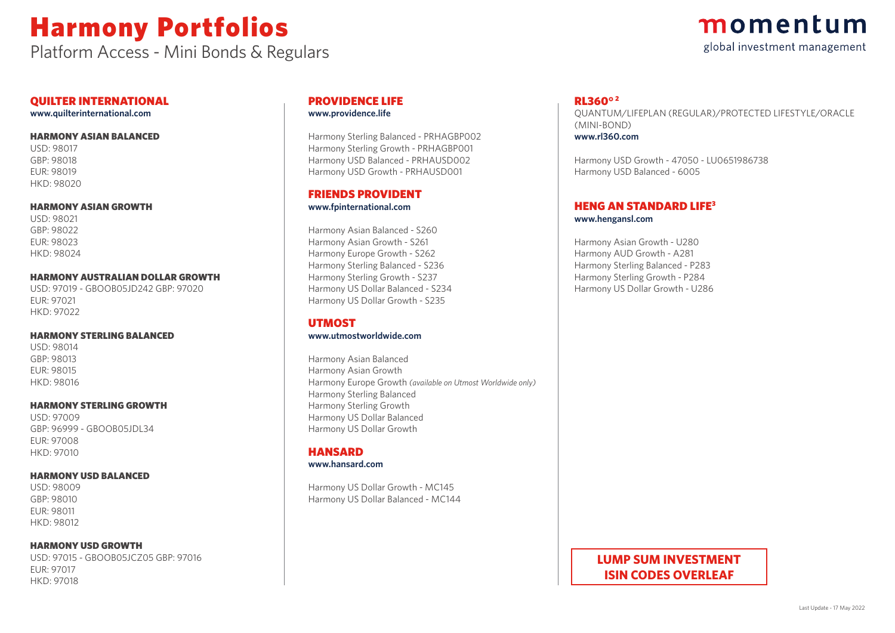# Harmony Portfolios

Platform Access - Mini Bonds & Regulars

momentum

global investment management

## QUILTER INTERNATIONAL

**www.quilterinternational.com**

### HARMONY ASIAN BALANCED

USD: 98017
GBP: 98018
EUR: 98019
HKD: 98020

### HARMONY ASIAN GROWTH

USD: 98021
GBP: 98022
EUR: 98023
HKD: 98024

### HARMONY AUSTRALIAN DOLLAR GROWTH

USD: 97019 - GBOOB05JD242 GBP: 97020
EUR: 97021
HKD: 97022

### HARMONY STERLING BALANCED

USD: 98014
GBP: 98013
EUR: 98015
HKD: 98016

### HARMONY STERLING GROWTH

USD: 97009
GBP: 96999 - GBOOB05JDL34
EUR: 97008
HKD: 97010

### HARMONY USD BALANCED

USD: 98009
GBP: 98010
EUR: 98011
HKD: 98012

### HARMONY USD GROWTH

USD: 97015 - GBOOB05JCZ05 GBP: 97016
EUR: 97017
HKD: 97018

## PROVIDENCE LIFE

**www.providence.life**

Harmony Sterling Balanced - PRHAGBP002
Harmony Sterling Growth - PRHAGBP001
Harmony USD Balanced - PRHAUSD002
Harmony USD Growth - PRHAUSD001

## FRIENDS PROVIDENT

**www.fpinternational.com**

Harmony Asian Balanced - S260
Harmony Asian Growth - S261
Harmony Europe Growth - S262
Harmony Sterling Balanced - S236
Harmony Sterling Growth - S237
Harmony US Dollar Balanced - S234
Harmony US Dollar Growth - S235

## UTMOST

**www.utmostworldwide.com**

Harmony Asian Balanced
Harmony Asian Growth
Harmony Europe Growth *(available on Utmost Worldwide only)*
Harmony Sterling Balanced
Harmony Sterling Growth
Harmony US Dollar Balanced
Harmony US Dollar Growth

## HANSARD

**www.hansard.com**

Harmony US Dollar Growth - MC145
Harmony US Dollar Balanced - MC144

## RL360°[2]

QUANTUM/LIFEPLAN (REGULAR)/PROTECTED LIFESTYLE/ORACLE (MINI-BOND)
**www.rl360.com**

Harmony USD Growth - 47050 - LU0651986738
Harmony USD Balanced - 6005

## HENG AN STANDARD LIFE[3]

**www.hengansl.com**

Harmony Asian Growth - U280
Harmony AUD Growth - A281
Harmony Sterling Balanced - P283
Harmony Sterling Growth - P284
Harmony US Dollar Growth - U286

**LUMP SUM INVESTMENT ISIN CODES OVERLEAF**

Last Update - 17 May 2022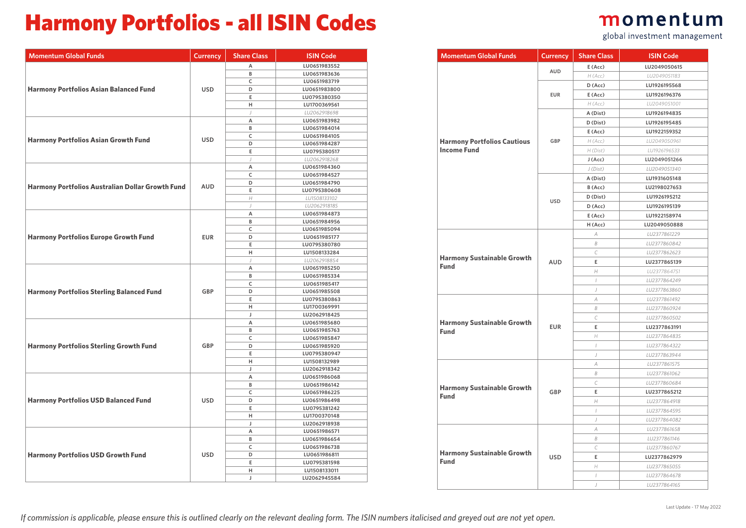# Harmony Portfolios - all ISIN Codes

| Momentum Global Funds | Currency | Share Class | ISIN Code |
|---|---|---|---|
| Harmony Portfolios Asian Balanced Fund | USD | A | LU0651983552 |
| | | B | LU0651983636 |
| | | C | LU0651983719 |
| | | D | LU0651983800 |
| | | E | LU0795380350 |
| | | H | LU1700369561 |
| | | *J* | *LU2062918698* |
| Harmony Portfolios Asian Growth Fund | USD | A | LU0651983982 |
| | | B | LU0651984014 |
| | | C | LU0651984105 |
| | | D | LU0651984287 |
| | | E | LU0795380517 |
| | | *J* | *LU2062918268* |
| Harmony Portfolios Australian Dollar Growth Fund | AUD | A | LU0651984360 |
| | | C | LU0651984527 |
| | | D | LU0651984790 |
| | | E | LU0795380608 |
| | | *H* | *LU1508133102* |
| | | *J* | *LU2062918185* |
| Harmony Portfolios Europe Growth Fund | EUR | A | LU0651984873 |
| | | B | LU0651984956 |
| | | C | LU0651985094 |
| | | D | LU0651985177 |
| | | E | LU0795380780 |
| | | H | LU1508133284 |
| | | *J* | *LU2062918854* |
| Harmony Portfolios Sterling Balanced Fund | GBP | A | LU0651985250 |
| | | B | LU0651985334 |
| | | C | LU0651985417 |
| | | D | LU0651985508 |
| | | E | LU0795380863 |
| | | H | LU1700369991 |
| | | J | LU2062918425 |
| Harmony Portfolios Sterling Growth Fund | GBP | A | LU0651985680 |
| | | B | LU0651985763 |
| | | C | LU0651985847 |
| | | D | LU0651985920 |
| | | E | LU0795380947 |
| | | H | LU1508132989 |
| | | J | LU2062918342 |
| Harmony Portfolios USD Balanced Fund | USD | A | LU0651986068 |
| | | B | LU0651986142 |
| | | C | LU0651986225 |
| | | D | LU0651986498 |
| | | E | LU0795381242 |
| | | H | LU1700370148 |
| | | J | LU2062918938 |
| Harmony Portfolios USD Growth Fund | USD | A | LU0651986571 |
| | | B | LU0651986654 |
| | | C | LU0651986738 |
| | | D | LU0651986811 |
| | | E | LU0795381598 |
| | | H | LU1508133011 |
| | | J | LU2062945584 |

| Momentum Global Funds | Currency | Share Class | ISIN Code |
|---|---|---|---|
| Harmony Portfolios Cautious Income Fund | AUD | E (Acc) | LU2049050615 |
| | | *H (Acc)* | *LU2049051183* |
| | EUR | D (Acc) | LU1926195568 |
| | | E (Acc) | LU1926196376 |
| | | *H (Acc)* | *LU2049051001* |
| | GBP | A (Dist) | LU1926194835 |
| | | D (Dist) | LU1926195485 |
| | | E (Acc) | LU1922159352 |
| | | *H (Acc)* | *LU2049050961* |
| | | *H (Dist)* | *LU1926196533* |
| | | J (Acc) | LU2049051266 |
| | | *J (Dist)* | *LU2049051340* |
| | USD | A (Dist) | LU1931605148 |
| | | B (Acc) | LU2198027653 |
| | | D (Dist) | LU1926195212 |
| | | D (Acc) | LU1926195139 |
| | | E (Acc) | LU1922158974 |
| | | H (Acc) | LU2049050888 |
| Harmony Sustainable Growth Fund | AUD | *A* | *LU2377861229* |
| | | *B* | *LU2377860842* |
| | | *C* | *LU2377862623* |
| | | E | LU2377865139 |
| | | *H* | *LU2377864751* |
| | | *I* | *LU2377864249* |
| | | *J* | *LU2377863860* |
| Harmony Sustainable Growth Fund | EUR | *A* | *LU2377861492* |
| | | *B* | *LU2377860924* |
| | | *C* | *LU2377860502* |
| | | E | LU2377863191 |
| | | *H* | *LU2377864835* |
| | | *I* | *LU2377864322* |
| | | *J* | *LU2377863944* |
| Harmony Sustainable Growth Fund | GBP | *A* | *LU2377861575* |
| | | *B* | *LU2377861062* |
| | | *C* | *LU2377860684* |
| | | E | LU2377865212 |
| | | *H* | *LU2377864918* |
| | | *I* | *LU2377864595* |
| | | *J* | *LU2377864082* |
| Harmony Sustainable Growth Fund | USD | *A* | *LU2377861658* |
| | | *B* | *LU2377861146* |
| | | *C* | *LU2377860767* |
| | | E | LU2377862979 |
| | | *H* | *LU2377865055* |
| | | *I* | *LU2377864678* |
| | | *J* | *LU2377864165* |

Last Update - 17 May 2022

*If commission is applicable, please ensure this is outlined clearly on the relevant dealing form. The ISIN numbers italicised and greyed out are not yet open.*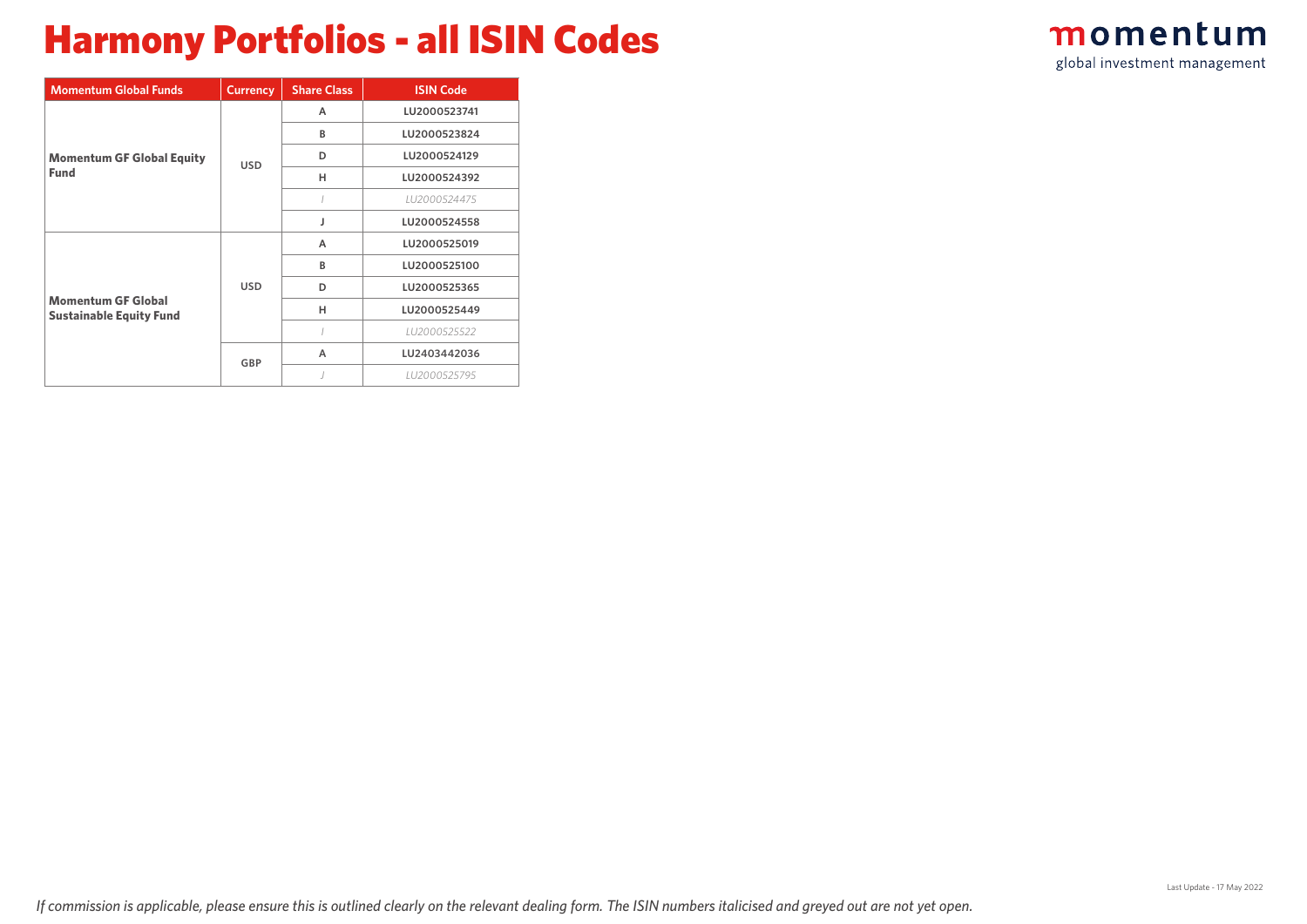# Harmony Portfolios - all ISIN Codes

| Momentum Global Funds | Currency | Share Class | ISIN Code |
|---|---|---|---|
| **Momentum GF Global Equity Fund** | USD | A | LU2000523741 |
| | | B | LU2000523824 |
| | | D | LU2000524129 |
| | | H | LU2000524392 |
| | | *I* | *LU2000524475* |
| | | J | LU2000524558 |
| **Momentum GF Global Sustainable Equity Fund** | USD | A | LU2000525019 |
| | | B | LU2000525100 |
| | | D | LU2000525365 |
| | | H | LU2000525449 |
| | | *I* | *LU2000525522* |
| | GBP | A | LU2403442036 |
| | | *J* | *LU2000525795* |

Last Update - 17 May 2022

*If commission is applicable, please ensure this is outlined clearly on the relevant dealing form. The ISIN numbers italicised and greyed out are not yet open.*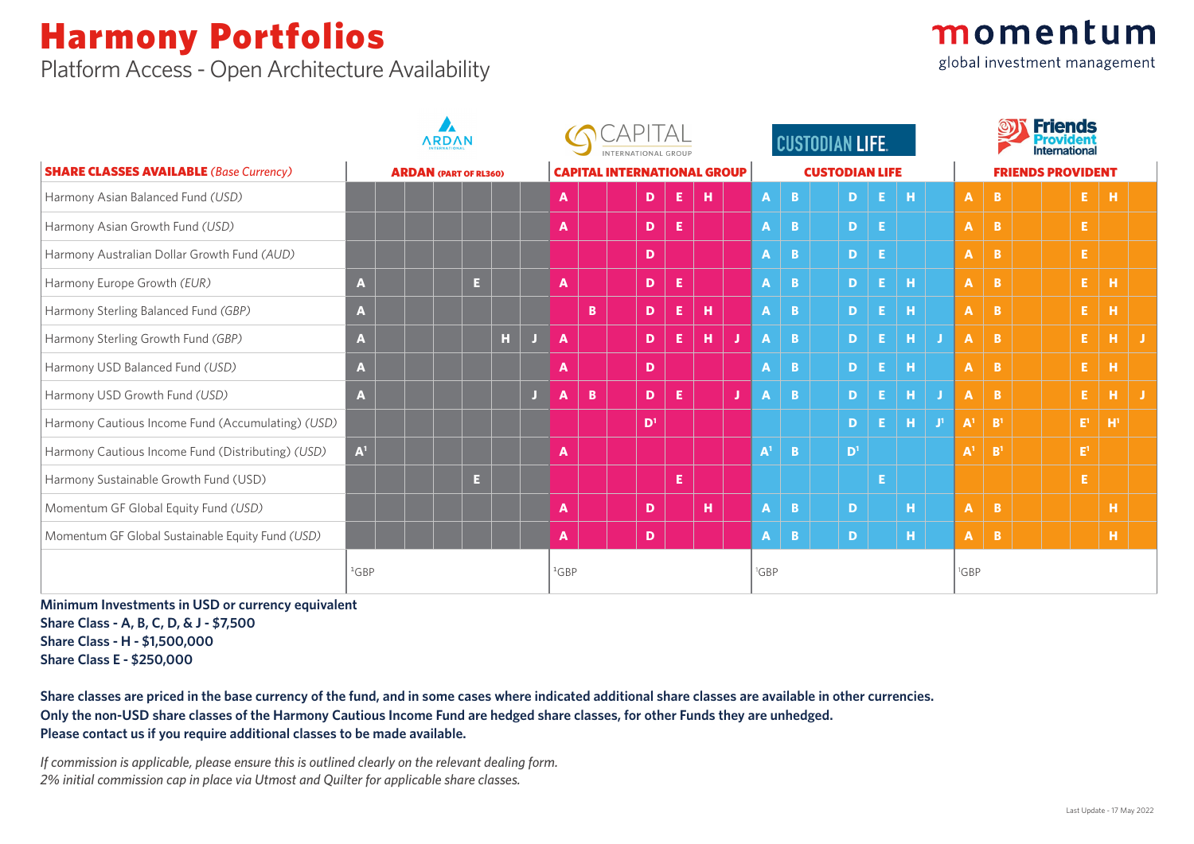# Harmony Portfolios

Platform Access - Open Architecture Availability

| **SHARE CLASSES AVAILABLE** *(Base Currency)* | **ARDAN** (PART OF RL360) | **CAPITAL INTERNATIONAL GROUP** | **CUSTODIAN LIFE** | **FRIENDS PROVIDENT** |
|---|---|---|---|---|
| Harmony Asian Balanced Fund *(USD)* | | A, D, E, H | A, B, D, E, H | A, B, E, H |
| Harmony Asian Growth Fund *(USD)* | | A, D, E | A, B, D, E | A, B, E |
| Harmony Australian Dollar Growth Fund *(AUD)* | | D | A, B, D, E | A, B, E |
| Harmony Europe Growth *(EUR)* | A, E | A, D, E | A, B, D, E, H | A, B, E, H |
| Harmony Sterling Balanced Fund *(GBP)* | A | B, D, E, H | A, B, D, E, H | A, B, E, H |
| Harmony Sterling Growth Fund *(GBP)* | A, H, J | A, D, E, H, J | A, B, D, E, H, J | A, B, E, H, J |
| Harmony USD Balanced Fund *(USD)* | A | A, D | A, B, D, E, H | A, B, E, H |
| Harmony USD Growth Fund *(USD)* | A, J | A, B, D, E, J | A, B, D, E, H, J | A, B, E, H, J |
| Harmony Cautious Income Fund (Accumulating) *(USD)* | | D[1] | D, E, H, J[1] | A[1], B[1], E[1], H[1] |
| Harmony Cautious Income Fund (Distributing) *(USD)* | A[1] | A | A[1], B, D[1] | A[1], B[1], E[1] |
| Harmony Sustainable Growth Fund (USD) | E | E | E | E |
| Momentum GF Global Equity Fund *(USD)* | | A, D, H | A, B, D, H | A, B, H |
| Momentum GF Global Sustainable Equity Fund *(USD)* | | A, D | A, B, D, H | A, B, H |
| | [1]GBP | [1]GBP | [1]GBP | [1]GBP |

**Minimum Investments in USD or currency equivalent**
**Share Class - A, B, C, D, & J - $7,500**
**Share Class - H - $1,500,000**
**Share Class E - $250,000**

**Share classes are priced in the base currency of the fund, and in some cases where indicated additional share classes are available in other currencies.**
**Only the non-USD share classes of the Harmony Cautious Income Fund are hedged share classes, for other Funds they are unhedged.**
**Please contact us if you require additional classes to be made available.**

*If commission is applicable, please ensure this is outlined clearly on the relevant dealing form.*
*2% initial commission cap in place via Utmost and Quilter for applicable share classes.*

Last Update - 17 May 2022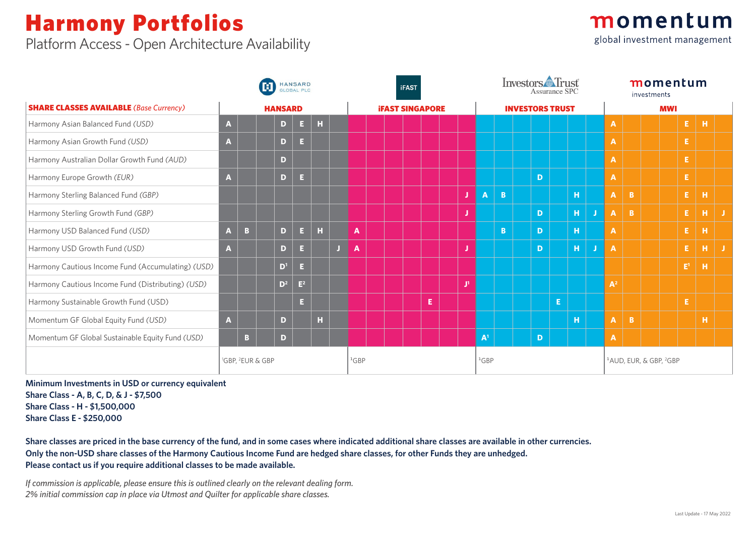# Harmony Portfolios

Platform Access - Open Architecture Availability

| **SHARE CLASSES AVAILABLE** *(Base Currency)* | **HANSARD** | | | | | | | **iFAST SINGAPORE** | | | | | | | **INVESTORS TRUST** | | | | | | | **MWI** | | | | | | |
|---|---|---|---|---|---|---|---|---|---|---|---|---|---|---|---|---|---|---|---|---|---|---|---|---|---|---|---|---|
| Harmony Asian Balanced Fund *(USD)* | A | | | D | E | H | | | | | | | | | | | | | | | | A | | | | E | H | |
| Harmony Asian Growth Fund *(USD)* | A | | | D | E | | | | | | | | | | | | | | | | | A | | | | E | | |
| Harmony Australian Dollar Growth Fund *(AUD)* | | | | D | | | | | | | | | | | | | | | | | | A | | | | E | | |
| Harmony Europe Growth *(EUR)* | A | | | D | E | | | | | | | | | | | | | D | | | | A | | | | E | | |
| Harmony Sterling Balanced Fund *(GBP)* | | | | | | | | | | | | | | J | A | B | | | | H | | A | B | | | E | H | |
| Harmony Sterling Growth Fund *(GBP)* | | | | | | | | | | | | | | J | | | | D | | H | J | A | B | | | E | H | J |
| Harmony USD Balanced Fund *(USD)* | A | B | | D | E | H | | A | | | | | | | | B | | D | | H | | A | | | | E | H | |
| Harmony USD Growth Fund *(USD)* | A | | | D | E | | J | A | | | | | | J | | | | D | | H | J | A | | | | E | H | J |
| Harmony Cautious Income Fund (Accumulating) *(USD)* | | | | D[1] | E | | | | | | | | | | | | | | | | | | | | | E[1] | H | |
| Harmony Cautious Income Fund (Distributing) *(USD)* | | | | D[2] | E[2] | | | | | | | | | J[1] | | | | | | | | A[2] | | | | | | |
| Harmony Sustainable Growth Fund (USD) | | | | | E | | | | | | | E | | | | | | | E | | | | | | | E | | |
| Momentum GF Global Equity Fund *(USD)* | A | | | D | | H | | | | | | | | | | | | | | H | | A | B | | | | H | |
| Momentum GF Global Sustainable Equity Fund *(USD)* | | B | | D | | | | | | | | | | | A[1] | | | D | | | | A | | | | | | |
| | [1]GBP, [2]EUR & GBP | | | | | | | [1]GBP | | | | | | | [1]GBP | | | | | | | [1]AUD, EUR, & GBP, [2]GBP | | | | | | |

**Minimum Investments in USD or currency equivalent**
**Share Class - A, B, C, D, & J - $7,500**
**Share Class - H - $1,500,000**
**Share Class E - $250,000**

**Share classes are priced in the base currency of the fund, and in some cases where indicated additional share classes are available in other currencies.**
**Only the non-USD share classes of the Harmony Cautious Income Fund are hedged share classes, for other Funds they are unhedged.**
**Please contact us if you require additional classes to be made available.**

*If commission is applicable, please ensure this is outlined clearly on the relevant dealing form.*
*2% initial commission cap in place via Utmost and Quilter for applicable share classes.*

Last Update - 17 May 2022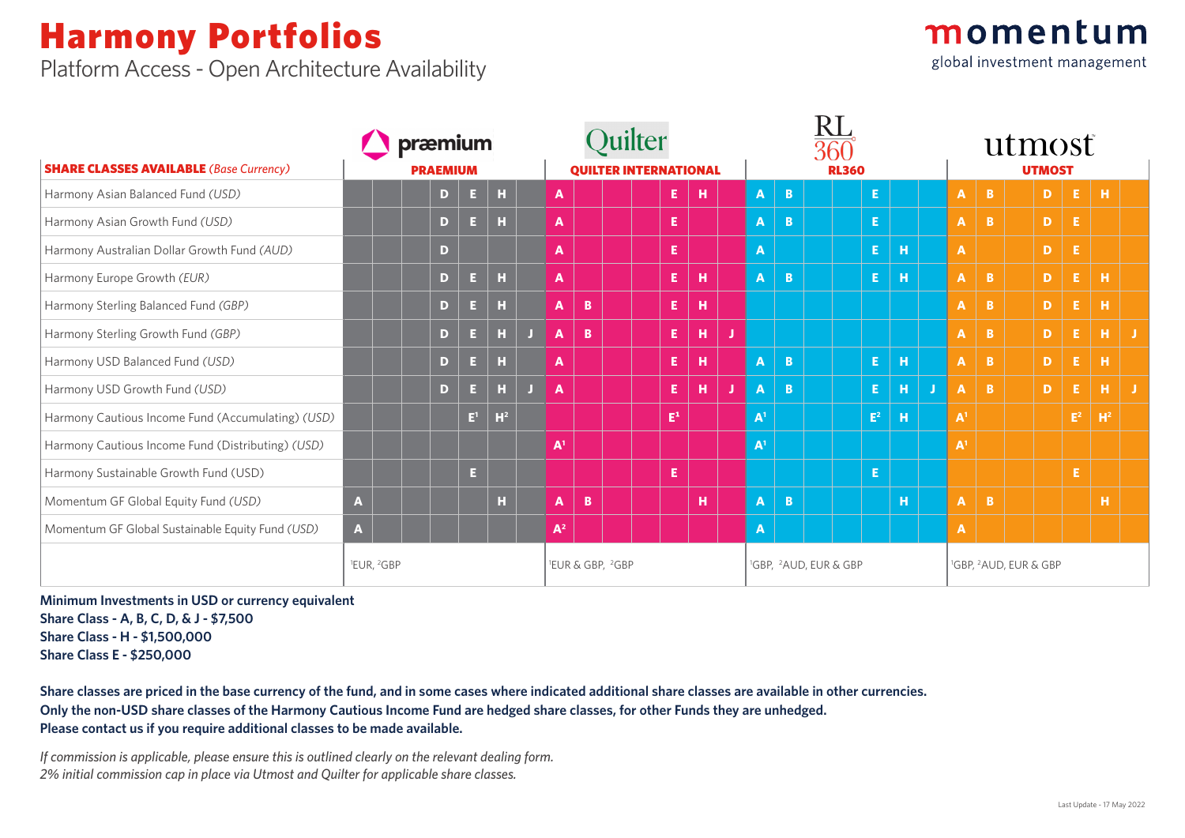# Harmony Portfolios

Platform Access - Open Architecture Availability

| **SHARE CLASSES AVAILABLE** *(Base Currency)* | **PRAEMIUM** | | | | | | | **QUILTER INTERNATIONAL** | | | | | | | **RL360** | | | | | | | **UTMOST** | | | | | | |
|---|---|---|---|---|---|---|---|---|---|---|---|---|---|---|---|---|---|---|---|---|---|---|---|---|---|---|---|---|
| Harmony Asian Balanced Fund *(USD)* | | | | D | E | H | | A | | | | E | H | | A | B | | | E | | | A | B | | D | E | H | |
| Harmony Asian Growth Fund *(USD)* | | | | D | E | H | | A | | | | E | | | A | B | | | E | | | A | B | | D | E | | |
| Harmony Australian Dollar Growth Fund *(AUD)* | | | | D | | | | A | | | | E | | | A | | | | E | H | | A | | | D | E | | |
| Harmony Europe Growth *(EUR)* | | | | D | E | H | | A | | | | E | H | | A | B | | | E | H | | A | B | | D | E | H | |
| Harmony Sterling Balanced Fund *(GBP)* | | | | D | E | H | | A | B | | | E | H | | | | | | | | | A | B | | D | E | H | |
| Harmony Sterling Growth Fund *(GBP)* | | | | D | E | H | J | A | B | | | E | H | J | | | | | | | | A | B | | D | E | H | J |
| Harmony USD Balanced Fund *(USD)* | | | | D | E | H | | A | | | | E | H | | A | B | | | E | H | | A | B | | D | E | H | |
| Harmony USD Growth Fund *(USD)* | | | | D | E | H | J | A | | | | E | H | J | A | B | | | E | H | J | A | B | | D | E | H | J |
| Harmony Cautious Income Fund (Accumulating) *(USD)* | | | | | E[1] | H[2] | | | | | | E[1] | | | A[1] | | | | E[2] | H | | A[1] | | | | E[2] | H[2] | |
| Harmony Cautious Income Fund (Distributing) *(USD)* | | | | | | | | A[1] | | | | | | | A[1] | | | | | | | A[1] | | | | | | |
| Harmony Sustainable Growth Fund (USD) | | | | | E | | | | | | | E | | | | | | | E | | | | | | | E | | |
| Momentum GF Global Equity Fund *(USD)* | A | | | | | H | | A | B | | | | H | | A | B | | | | H | | A | B | | | | H | |
| Momentum GF Global Sustainable Equity Fund *(USD)* | A | | | | | | | A[2] | | | | | | | A | | | | | | | A | | | | | | |
| | [1]EUR, [2]GBP | | | | | | | [1]EUR & GBP, [2]GBP | | | | | | | [1]GBP, [2]AUD, EUR & GBP | | | | | | | [1]GBP, [2]AUD, EUR & GBP | | | | | | |

**Minimum Investments in USD or currency equivalent**
**Share Class - A, B, C, D, & J - $7,500**
**Share Class - H - $1,500,000**
**Share Class E - $250,000**

**Share classes are priced in the base currency of the fund, and in some cases where indicated additional share classes are available in other currencies.**
**Only the non-USD share classes of the Harmony Cautious Income Fund are hedged share classes, for other Funds they are unhedged.**
**Please contact us if you require additional classes to be made available.**

*If commission is applicable, please ensure this is outlined clearly on the relevant dealing form.*
*2% initial commission cap in place via Utmost and Quilter for applicable share classes.*

Last Update - 17 May 2022